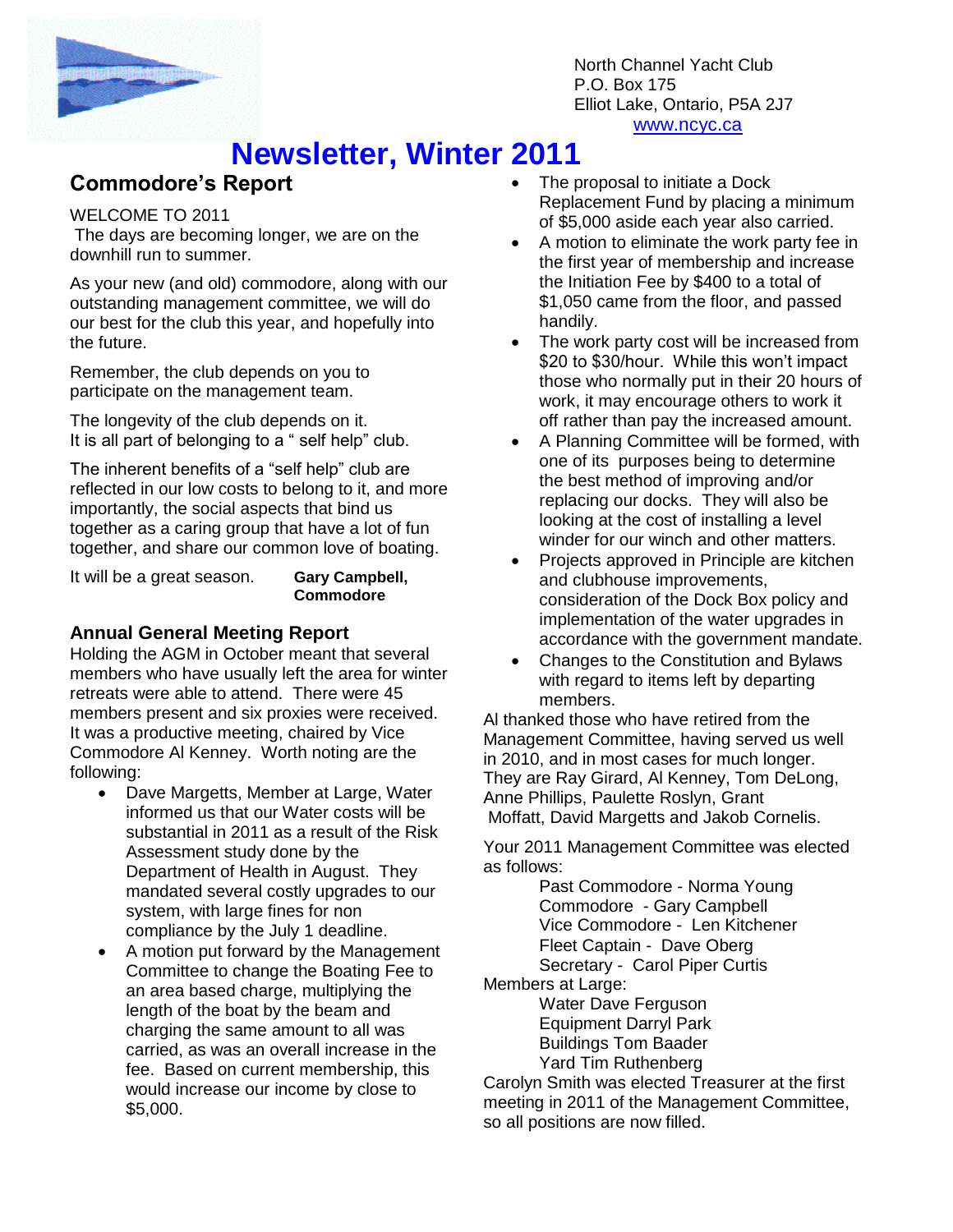North Channel Yacht Club
P.O. Box 175
Elliot Lake, Ontario, P5A 2J7
www.ncyc.ca

# Newsletter, Winter 2011

## Commodore's Report

WELCOME TO 2011

The days are becoming longer, we are on the downhill run to summer.

As your new (and old) commodore, along with our outstanding management committee, we will do our best for the club this year, and hopefully into the future.

Remember, the club depends on you to participate on the management team.

The longevity of the club depends on it.
It is all part of belonging to a " self help" club.

The inherent benefits of a "self help" club are reflected in our low costs to belong to it, and more importantly, the social aspects that bind us together as a caring group that have a lot of fun together, and share our common love of boating.

It will be a great season.

**Gary Campbell, Commodore**

### Annual General Meeting Report

Holding the AGM in October meant that several members who have usually left the area for winter retreats were able to attend. There were 45 members present and six proxies were received. It was a productive meeting, chaired by Vice Commodore Al Kenney. Worth noting are the following:

- Dave Margetts, Member at Large, Water informed us that our Water costs will be substantial in 2011 as a result of the Risk Assessment study done by the Department of Health in August. They mandated several costly upgrades to our system, with large fines for non compliance by the July 1 deadline.
- A motion put forward by the Management Committee to change the Boating Fee to an area based charge, multiplying the length of the boat by the beam and charging the same amount to all was carried, as was an overall increase in the fee. Based on current membership, this would increase our income by close to $5,000.
- The proposal to initiate a Dock Replacement Fund by placing a minimum of $5,000 aside each year also carried.
- A motion to eliminate the work party fee in the first year of membership and increase the Initiation Fee by $400 to a total of $1,050 came from the floor, and passed handily.
- The work party cost will be increased from $20 to $30/hour. While this won't impact those who normally put in their 20 hours of work, it may encourage others to work it off rather than pay the increased amount.
- A Planning Committee will be formed, with one of its purposes being to determine the best method of improving and/or replacing our docks. They will also be looking at the cost of installing a level winder for our winch and other matters.
- Projects approved in Principle are kitchen and clubhouse improvements, consideration of the Dock Box policy and implementation of the water upgrades in accordance with the government mandate.
- Changes to the Constitution and Bylaws with regard to items left by departing members.

Al thanked those who have retired from the Management Committee, having served us well in 2010, and in most cases for much longer. They are Ray Girard, Al Kenney, Tom DeLong, Anne Phillips, Paulette Roslyn, Grant Moffatt, David Margetts and Jakob Cornelis.

Your 2011 Management Committee was elected as follows:

Past Commodore - Norma Young
Commodore - Gary Campbell
Vice Commodore - Len Kitchener
Fleet Captain - Dave Oberg
Secretary - Carol Piper Curtis

Members at Large:

Water Dave Ferguson
Equipment Darryl Park
Buildings Tom Baader
Yard Tim Ruthenberg

Carolyn Smith was elected Treasurer at the first meeting in 2011 of the Management Committee, so all positions are now filled.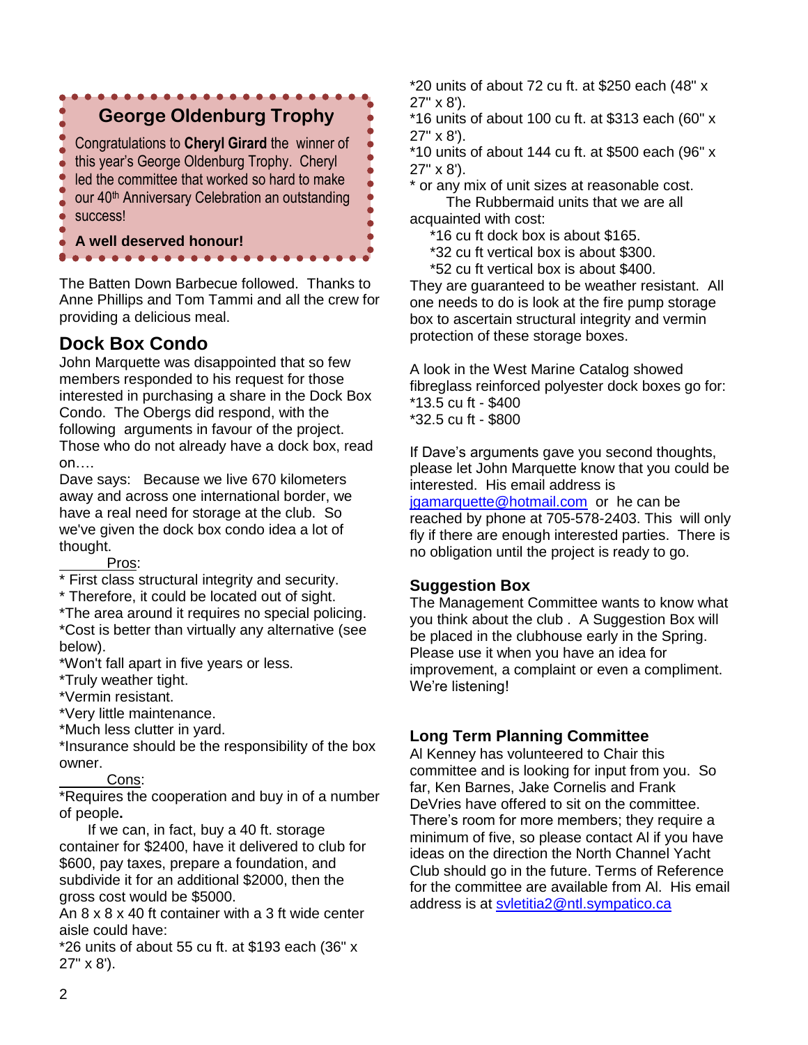## George Oldenburg Trophy

Congratulations to **Cheryl Girard** the winner of this year's George Oldenburg Trophy. Cheryl led the committee that worked so hard to make our 40th Anniversary Celebration an outstanding success!

**A well deserved honour!**

The Batten Down Barbecue followed. Thanks to Anne Phillips and Tom Tammi and all the crew for providing a delicious meal.

## Dock Box Condo

John Marquette was disappointed that so few members responded to his request for those interested in purchasing a share in the Dock Box Condo. The Obergs did respond, with the following arguments in favour of the project. Those who do not already have a dock box, read on….

Dave says: Because we live 670 kilometers away and across one international border, we have a real need for storage at the club. So we've given the dock box condo idea a lot of thought.

Pros:

* First class structural integrity and security.
* Therefore, it could be located out of sight.
*The area around it requires no special policing.
*Cost is better than virtually any alternative (see below).
*Won't fall apart in five years or less.
*Truly weather tight.
*Vermin resistant.
*Very little maintenance.
*Much less clutter in yard.
*Insurance should be the responsibility of the box owner.

Cons:

*Requires the cooperation and buy in of a number of people.

If we can, in fact, buy a 40 ft. storage container for $2400, have it delivered to club for $600, pay taxes, prepare a foundation, and subdivide it for an additional $2000, then the gross cost would be $5000.

An 8 x 8 x 40 ft container with a 3 ft wide center aisle could have:

*26 units of about 55 cu ft. at $193 each (36" x 27" x 8').
*20 units of about 72 cu ft. at $250 each (48" x 27" x 8').
*16 units of about 100 cu ft. at $313 each (60" x 27" x 8').
*10 units of about 144 cu ft. at $500 each (96" x 27" x 8').
* or any mix of unit sizes at reasonable cost.

The Rubbermaid units that we are all acquainted with cost:

*16 cu ft dock box is about $165.
*32 cu ft vertical box is about $300.
*52 cu ft vertical box is about $400.

They are guaranteed to be weather resistant. All one needs to do is look at the fire pump storage box to ascertain structural integrity and vermin protection of these storage boxes.

A look in the West Marine Catalog showed fibreglass reinforced polyester dock boxes go for:
*13.5 cu ft - $400
*32.5 cu ft - $800

If Dave's arguments gave you second thoughts, please let John Marquette know that you could be interested. His email address is jgamarquette@hotmail.com or he can be reached by phone at 705-578-2403. This will only fly if there are enough interested parties. There is no obligation until the project is ready to go.

### Suggestion Box

The Management Committee wants to know what you think about the club . A Suggestion Box will be placed in the clubhouse early in the Spring. Please use it when you have an idea for improvement, a complaint or even a compliment. We're listening!

### Long Term Planning Committee

Al Kenney has volunteered to Chair this committee and is looking for input from you. So far, Ken Barnes, Jake Cornelis and Frank DeVries have offered to sit on the committee. There's room for more members; they require a minimum of five, so please contact Al if you have ideas on the direction the North Channel Yacht Club should go in the future. Terms of Reference for the committee are available from Al. His email address is at svletitia2@ntl.sympatico.ca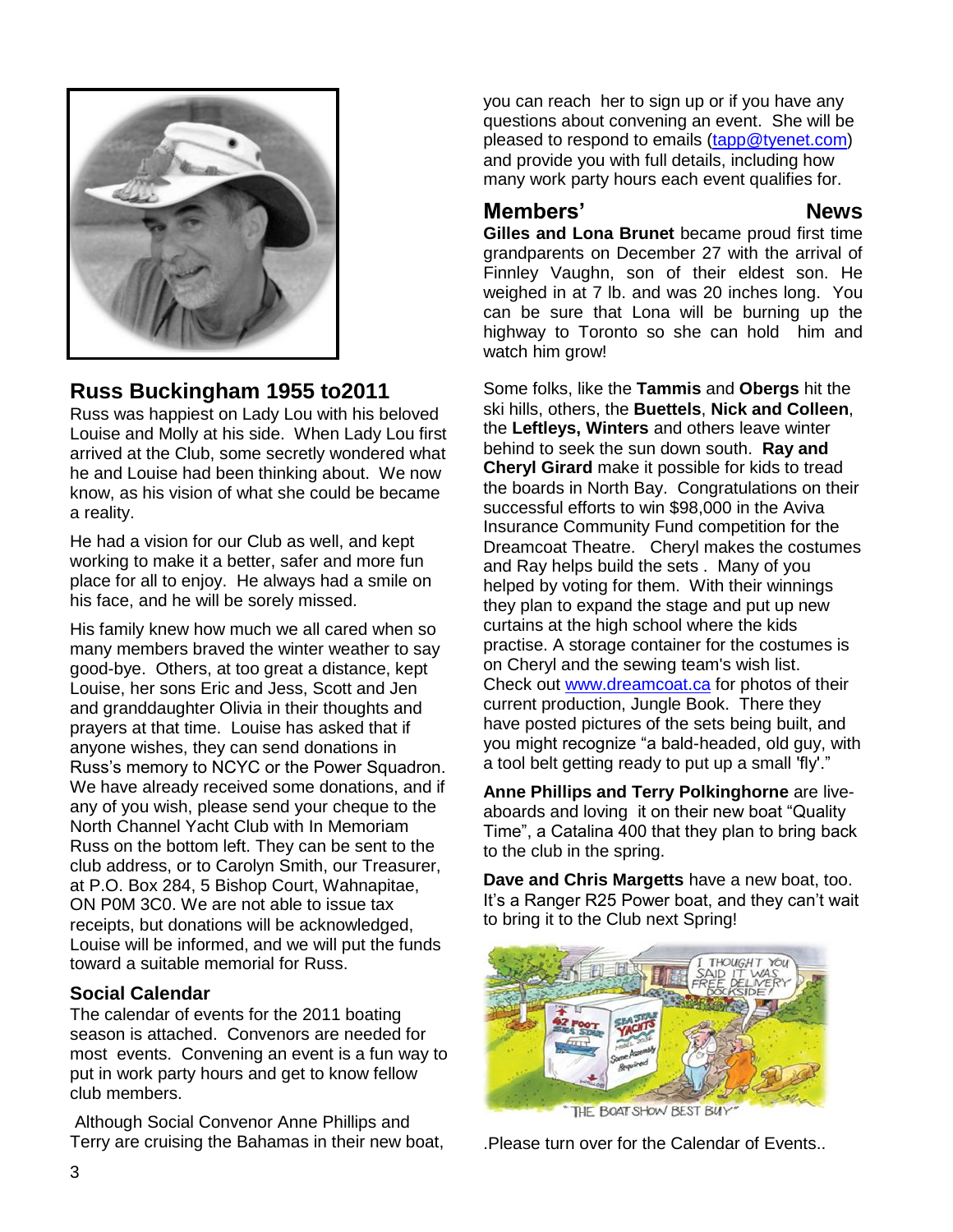## Russ Buckingham 1955 to2011

Russ was happiest on Lady Lou with his beloved Louise and Molly at his side. When Lady Lou first arrived at the Club, some secretly wondered what he and Louise had been thinking about. We now know, as his vision of what she could be became a reality.

He had a vision for our Club as well, and kept working to make it a better, safer and more fun place for all to enjoy. He always had a smile on his face, and he will be sorely missed.

His family knew how much we all cared when so many members braved the winter weather to say good-bye. Others, at too great a distance, kept Louise, her sons Eric and Jess, Scott and Jen and granddaughter Olivia in their thoughts and prayers at that time. Louise has asked that if anyone wishes, they can send donations in Russ's memory to NCYC or the Power Squadron. We have already received some donations, and if any of you wish, please send your cheque to the North Channel Yacht Club with In Memoriam Russ on the bottom left. They can be sent to the club address, or to Carolyn Smith, our Treasurer, at P.O. Box 284, 5 Bishop Court, Wahnapitae, ON P0M 3C0. We are not able to issue tax receipts, but donations will be acknowledged, Louise will be informed, and we will put the funds toward a suitable memorial for Russ.

### Social Calendar

The calendar of events for the 2011 boating season is attached. Convenors are needed for most events. Convening an event is a fun way to put in work party hours and get to know fellow club members.

Although Social Convenor Anne Phillips and Terry are cruising the Bahamas in their new boat, you can reach her to sign up or if you have any questions about convening an event. She will be pleased to respond to emails (tapp@tyenet.com) and provide you with full details, including how many work party hours each event qualifies for.

## Members' News

**Gilles and Lona Brunet** became proud first time grandparents on December 27 with the arrival of Finnley Vaughn, son of their eldest son. He weighed in at 7 lb. and was 20 inches long. You can be sure that Lona will be burning up the highway to Toronto so she can hold him and watch him grow!

Some folks, like the **Tammis** and **Obergs** hit the ski hills, others, the **Buettels**, **Nick and Colleen**, the **Leftleys, Winters** and others leave winter behind to seek the sun down south. **Ray and Cheryl Girard** make it possible for kids to tread the boards in North Bay. Congratulations on their successful efforts to win $98,000 in the Aviva Insurance Community Fund competition for the Dreamcoat Theatre. Cheryl makes the costumes and Ray helps build the sets . Many of you helped by voting for them. With their winnings they plan to expand the stage and put up new curtains at the high school where the kids practise. A storage container for the costumes is on Cheryl and the sewing team's wish list. Check out www.dreamcoat.ca for photos of their current production, Jungle Book. There they have posted pictures of the sets being built, and you might recognize "a bald-headed, old guy, with a tool belt getting ready to put up a small 'fly'."

**Anne Phillips and Terry Polkinghorne** are live-aboards and loving it on their new boat "Quality Time", a Catalina 400 that they plan to bring back to the club in the spring.

**Dave and Chris Margetts** have a new boat, too. It's a Ranger R25 Power boat, and they can't wait to bring it to the Club next Spring!

"THE BOAT SHOW BEST BUY"

.Please turn over for the Calendar of Events..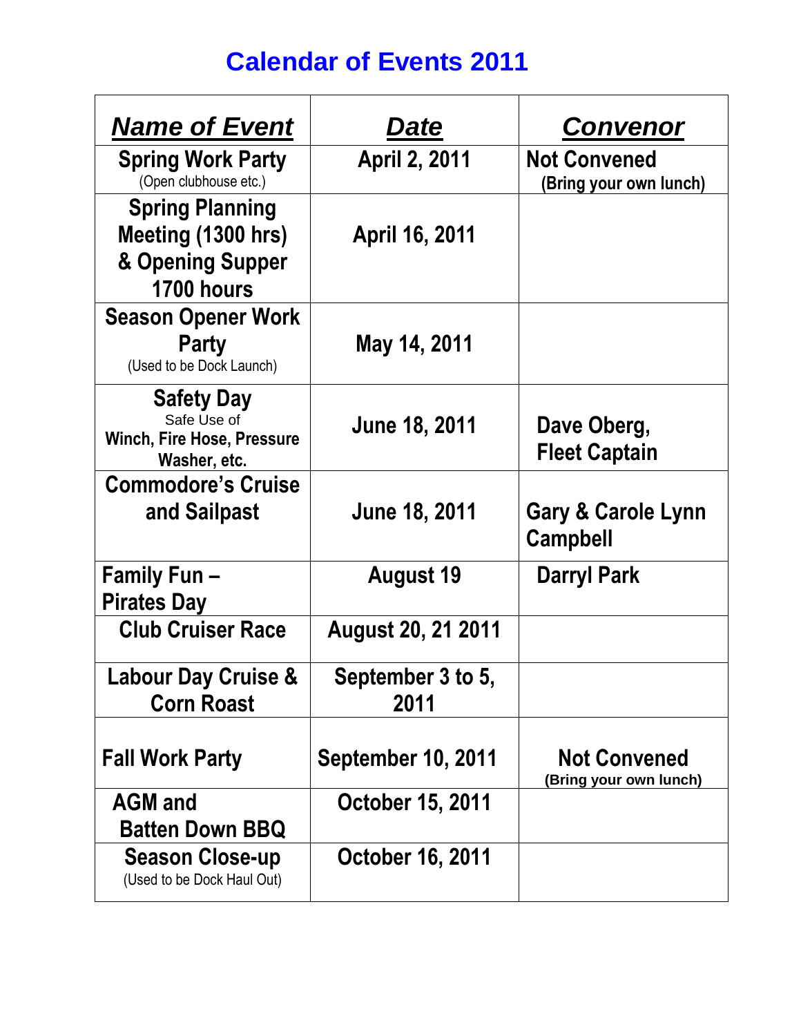# Calendar of Events 2011

| ***Name of Event*** | ***Date*** | ***Convenor*** |
|---|---|---|
| **Spring Work Party** (Open clubhouse etc.) | **April 2, 2011** | **Not Convened** **(Bring your own lunch)** |
| **Spring Planning Meeting (1300 hrs) & Opening Supper 1700 hours** | **April 16, 2011** | |
| **Season Opener Work Party** (Used to be Dock Launch) | **May 14, 2011** | |
| **Safety Day** Safe Use of **Winch, Fire Hose, Pressure Washer, etc.** | **June 18, 2011** | **Dave Oberg, Fleet Captain** |
| **Commodore's Cruise and Sailpast** | **June 18, 2011** | **Gary & Carole Lynn Campbell** |
| **Family Fun – Pirates Day** | **August 19** | **Darryl Park** |
| **Club Cruiser Race** | **August 20, 21 2011** | |
| **Labour Day Cruise & Corn Roast** | **September 3 to 5, 2011** | |
| **Fall Work Party** | **September 10, 2011** | **Not Convened** **(Bring your own lunch)** |
| **AGM and Batten Down BBQ** | **October 15, 2011** | |
| **Season Close-up** (Used to be Dock Haul Out) | **October 16, 2011** | |